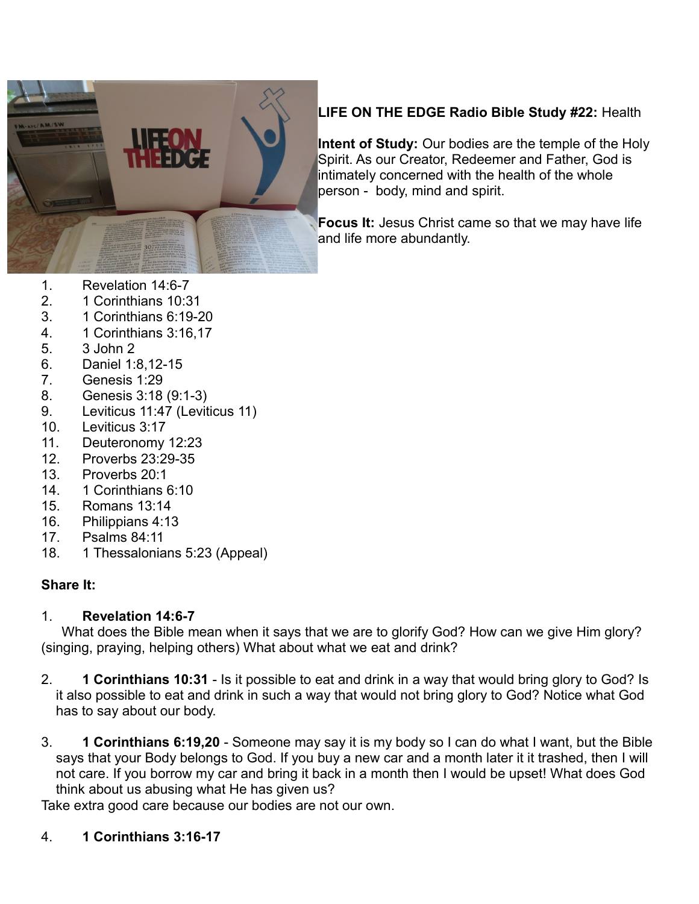**LIFE ON THE EDGE Radio Bible Study #22:** Health

**Intent of Study:** Our bodies are the temple of the Holy Spirit. As our Creator, Redeemer and Father, God is intimately concerned with the health of the whole person - body, mind and spirit.

**Focus It:** Jesus Christ came so that we may have life and life more abundantly.

1. Revelation 14:6-7
2. 1 Corinthians 10:31
3. 1 Corinthians 6:19-20
4. 1 Corinthians 3:16,17
5. 3 John 2
6. Daniel 1:8,12-15
7. Genesis 1:29
8. Genesis 3:18 (9:1-3)
9. Leviticus 11:47 (Leviticus 11)
10. Leviticus 3:17
11. Deuteronomy 12:23
12. Proverbs 23:29-35
13. Proverbs 20:1
14. 1 Corinthians 6:10
15. Romans 13:14
16. Philippians 4:13
17. Psalms 84:11
18. 1 Thessalonians 5:23 (Appeal)

**Share It:**

1. **Revelation 14:6-7**
   What does the Bible mean when it says that we are to glorify God? How can we give Him glory? (singing, praying, helping others) What about what we eat and drink?

2. **1 Corinthians 10:31** - Is it possible to eat and drink in a way that would bring glory to God? Is it also possible to eat and drink in such a way that would not bring glory to God? Notice what God has to say about our body.

3. **1 Corinthians 6:19,20** - Someone may say it is my body so I can do what I want, but the Bible says that your Body belongs to God. If you buy a new car and a month later it it trashed, then I will not care. If you borrow my car and bring it back in a month then I would be upset! What does God think about us abusing what He has given us?

Take extra good care because our bodies are not our own.

4. **1 Corinthians 3:16-17**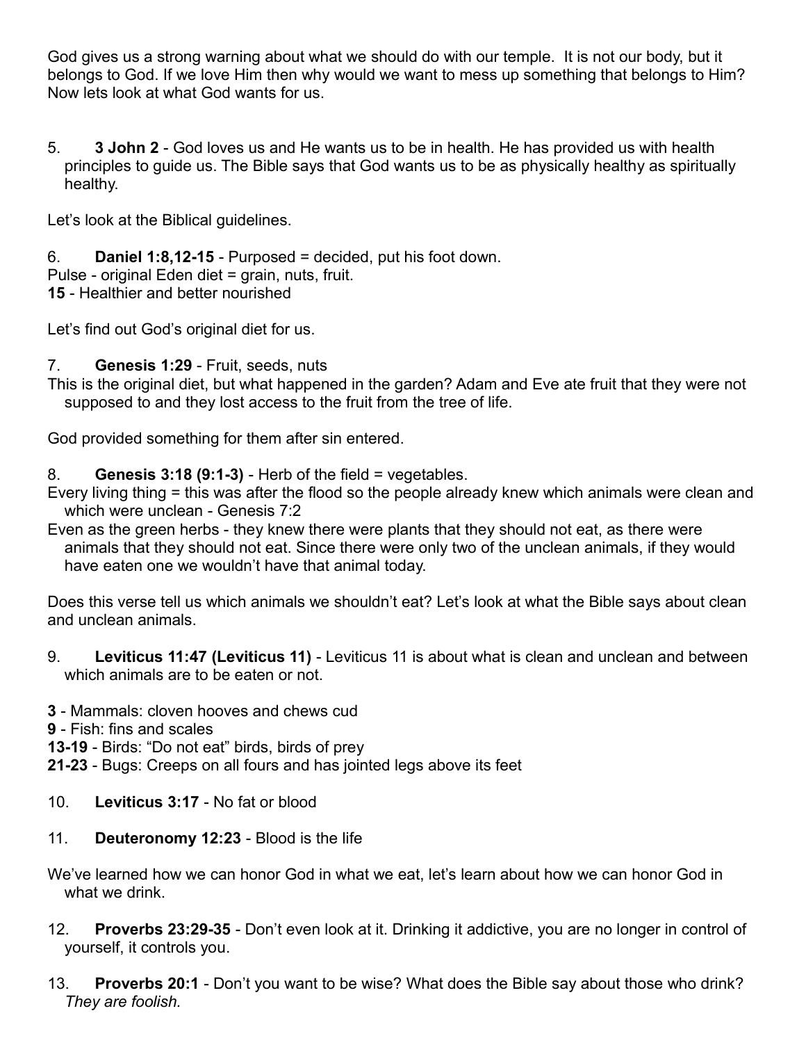God gives us a strong warning about what we should do with our temple.  It is not our body, but it belongs to God. If we love Him then why would we want to mess up something that belongs to Him? Now lets look at what God wants for us.

5. **3 John 2** - God loves us and He wants us to be in health. He has provided us with health principles to guide us. The Bible says that God wants us to be as physically healthy as spiritually healthy.

Let's look at the Biblical guidelines.

6. **Daniel 1:8,12-15** - Purposed = decided, put his foot down.

Pulse - original Eden diet = grain, nuts, fruit.

**15** - Healthier and better nourished

Let's find out God's original diet for us.

7. **Genesis 1:29** - Fruit, seeds, nuts

This is the original diet, but what happened in the garden? Adam and Eve ate fruit that they were not supposed to and they lost access to the fruit from the tree of life.

God provided something for them after sin entered.

8. **Genesis 3:18 (9:1-3)** - Herb of the field = vegetables.

Every living thing = this was after the flood so the people already knew which animals were clean and which were unclean - Genesis 7:2

Even as the green herbs - they knew there were plants that they should not eat, as there were animals that they should not eat. Since there were only two of the unclean animals, if they would have eaten one we wouldn't have that animal today.

Does this verse tell us which animals we shouldn't eat? Let's look at what the Bible says about clean and unclean animals.

9. **Leviticus 11:47 (Leviticus 11)** - Leviticus 11 is about what is clean and unclean and between which animals are to be eaten or not.

**3** - Mammals: cloven hooves and chews cud

**9** - Fish: fins and scales

**13-19** - Birds: "Do not eat" birds, birds of prey

**21-23** - Bugs: Creeps on all fours and has jointed legs above its feet

10. **Leviticus 3:17** - No fat or blood

11. **Deuteronomy 12:23** - Blood is the life

We've learned how we can honor God in what we eat, let's learn about how we can honor God in what we drink.

12. **Proverbs 23:29-35** - Don't even look at it. Drinking it addictive, you are no longer in control of yourself, it controls you.

13. **Proverbs 20:1** - Don't you want to be wise? What does the Bible say about those who drink? *They are foolish.*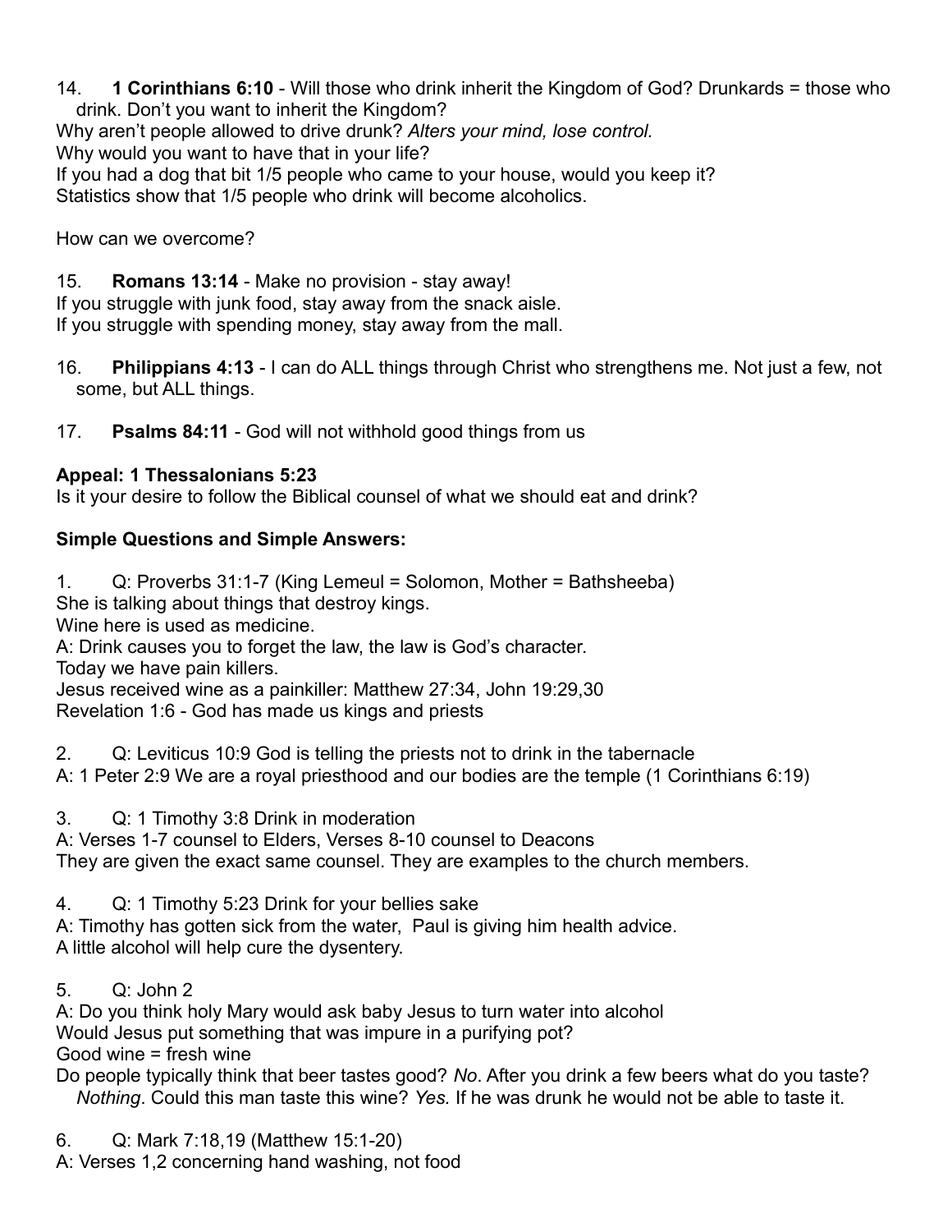14. **1 Corinthians 6:10** - Will those who drink inherit the Kingdom of God? Drunkards = those who drink. Don't you want to inherit the Kingdom?

Why aren't people allowed to drive drunk? *Alters your mind, lose control.*
Why would you want to have that in your life?
If you had a dog that bit 1/5 people who came to your house, would you keep it?
Statistics show that 1/5 people who drink will become alcoholics.

How can we overcome?

15. **Romans 13:14** - Make no provision - stay away!

If you struggle with junk food, stay away from the snack aisle.
If you struggle with spending money, stay away from the mall.

16. **Philippians 4:13** - I can do ALL things through Christ who strengthens me. Not just a few, not some, but ALL things.

17. **Psalms 84:11** - God will not withhold good things from us

**Appeal: 1 Thessalonians 5:23**
Is it your desire to follow the Biblical counsel of what we should eat and drink?

**Simple Questions and Simple Answers:**

1. Q: Proverbs 31:1-7 (King Lemeul = Solomon, Mother = Bathsheeba)

She is talking about things that destroy kings.
Wine here is used as medicine.
A: Drink causes you to forget the law, the law is God's character.
Today we have pain killers.
Jesus received wine as a painkiller: Matthew 27:34, John 19:29,30
Revelation 1:6 - God has made us kings and priests

2. Q: Leviticus 10:9 God is telling the priests not to drink in the tabernacle

A: 1 Peter 2:9 We are a royal priesthood and our bodies are the temple (1 Corinthians 6:19)

3. Q: 1 Timothy 3:8 Drink in moderation

A: Verses 1-7 counsel to Elders, Verses 8-10 counsel to Deacons
They are given the exact same counsel. They are examples to the church members.

4. Q: 1 Timothy 5:23 Drink for your bellies sake

A: Timothy has gotten sick from the water, Paul is giving him health advice.
A little alcohol will help cure the dysentery.

5. Q: John 2

A: Do you think holy Mary would ask baby Jesus to turn water into alcohol
Would Jesus put something that was impure in a purifying pot?
Good wine = fresh wine
Do people typically think that beer tastes good? *No*. After you drink a few beers what do you taste? *Nothing*. Could this man taste this wine? *Yes.* If he was drunk he would not be able to taste it.

6. Q: Mark 7:18,19 (Matthew 15:1-20)

A: Verses 1,2 concerning hand washing, not food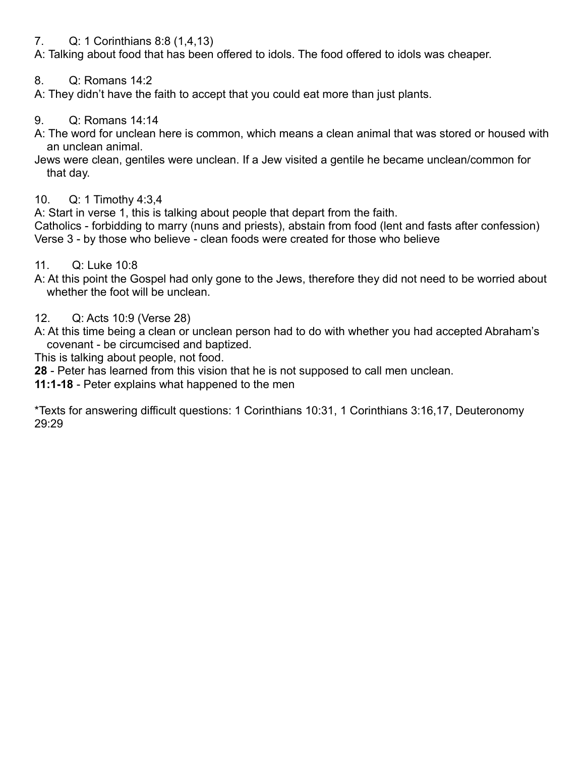7. Q: 1 Corinthians 8:8 (1,4,13)

A: Talking about food that has been offered to idols. The food offered to idols was cheaper.

8. Q: Romans 14:2

A: They didn't have the faith to accept that you could eat more than just plants.

9. Q: Romans 14:14

A: The word for unclean here is common, which means a clean animal that was stored or housed with an unclean animal.

Jews were clean, gentiles were unclean. If a Jew visited a gentile he became unclean/common for that day.

10. Q: 1 Timothy 4:3,4

A: Start in verse 1, this is talking about people that depart from the faith.

Catholics - forbidding to marry (nuns and priests), abstain from food (lent and fasts after confession)

Verse 3 - by those who believe - clean foods were created for those who believe

11. Q: Luke 10:8

A: At this point the Gospel had only gone to the Jews, therefore they did not need to be worried about whether the foot will be unclean.

12. Q: Acts 10:9 (Verse 28)

A: At this time being a clean or unclean person had to do with whether you had accepted Abraham's covenant - be circumcised and baptized.

This is talking about people, not food.

**28** - Peter has learned from this vision that he is not supposed to call men unclean.

**11:1-18** - Peter explains what happened to the men

*Texts for answering difficult questions: 1 Corinthians 10:31, 1 Corinthians 3:16,17, Deuteronomy 29:29